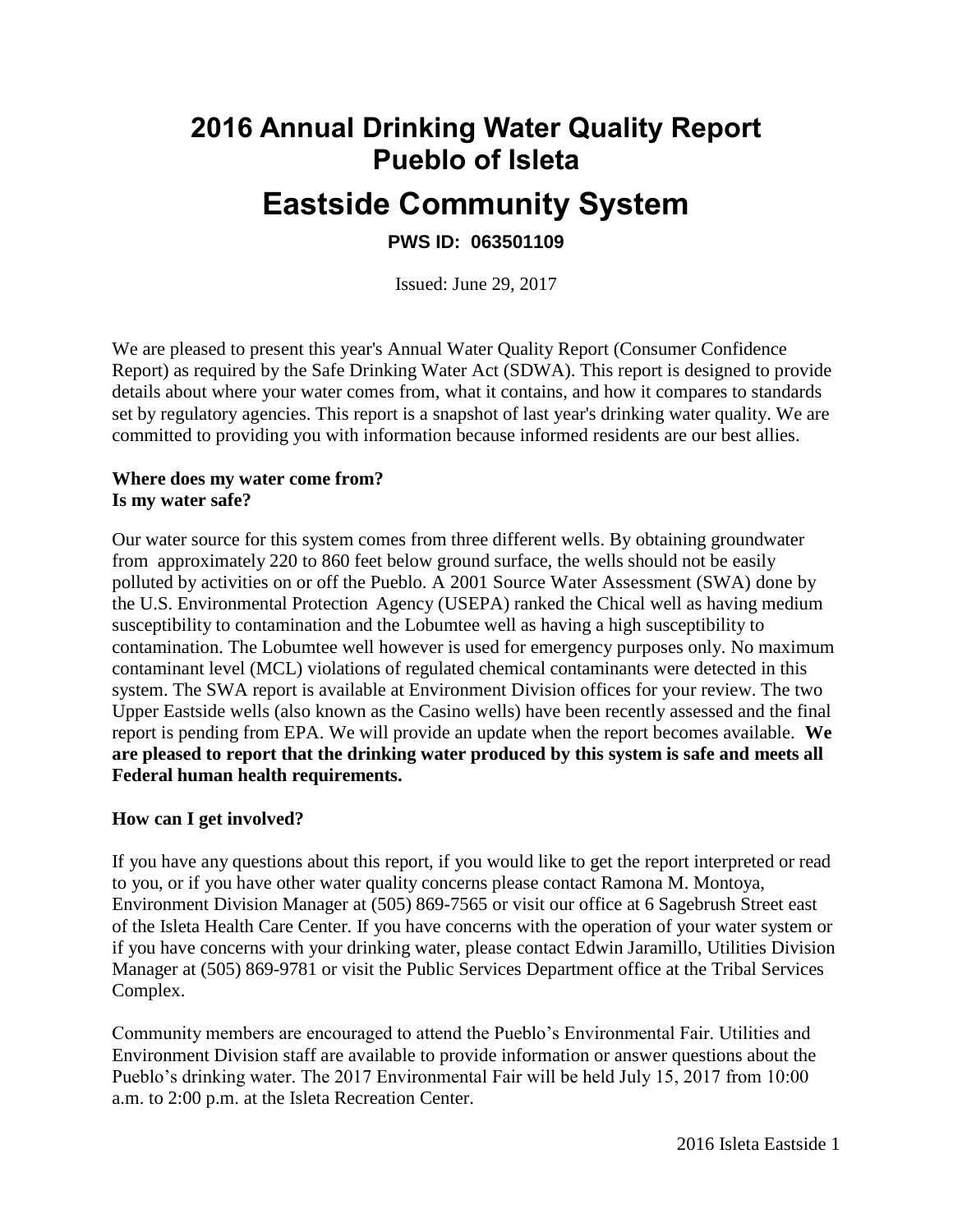# 2016 Annual Drinking Water Quality Report Pueblo of Isleta

# Eastside Community System

**PWS ID: 063501109**

Issued: June 29, 2017

We are pleased to present this year's Annual Water Quality Report (Consumer Confidence Report) as required by the Safe Drinking Water Act (SDWA). This report is designed to provide details about where your water comes from, what it contains, and how it compares to standards set by regulatory agencies. This report is a snapshot of last year's drinking water quality. We are committed to providing you with information because informed residents are our best allies.

**Where does my water come from?**
**Is my water safe?**

Our water source for this system comes from three different wells. By obtaining groundwater from approximately 220 to 860 feet below ground surface, the wells should not be easily polluted by activities on or off the Pueblo. A 2001 Source Water Assessment (SWA) done by the U.S. Environmental Protection Agency (USEPA) ranked the Chical well as having medium susceptibility to contamination and the Lobumtee well as having a high susceptibility to contamination. The Lobumtee well however is used for emergency purposes only. No maximum contaminant level (MCL) violations of regulated chemical contaminants were detected in this system. The SWA report is available at Environment Division offices for your review. The two Upper Eastside wells (also known as the Casino wells) have been recently assessed and the final report is pending from EPA. We will provide an update when the report becomes available. **We are pleased to report that the drinking water produced by this system is safe and meets all Federal human health requirements.**

**How can I get involved?**

If you have any questions about this report, if you would like to get the report interpreted or read to you, or if you have other water quality concerns please contact Ramona M. Montoya, Environment Division Manager at (505) 869-7565 or visit our office at 6 Sagebrush Street east of the Isleta Health Care Center. If you have concerns with the operation of your water system or if you have concerns with your drinking water, please contact Edwin Jaramillo, Utilities Division Manager at (505) 869-9781 or visit the Public Services Department office at the Tribal Services Complex.

Community members are encouraged to attend the Pueblo's Environmental Fair. Utilities and Environment Division staff are available to provide information or answer questions about the Pueblo's drinking water. The 2017 Environmental Fair will be held July 15, 2017 from 10:00 a.m. to 2:00 p.m. at the Isleta Recreation Center.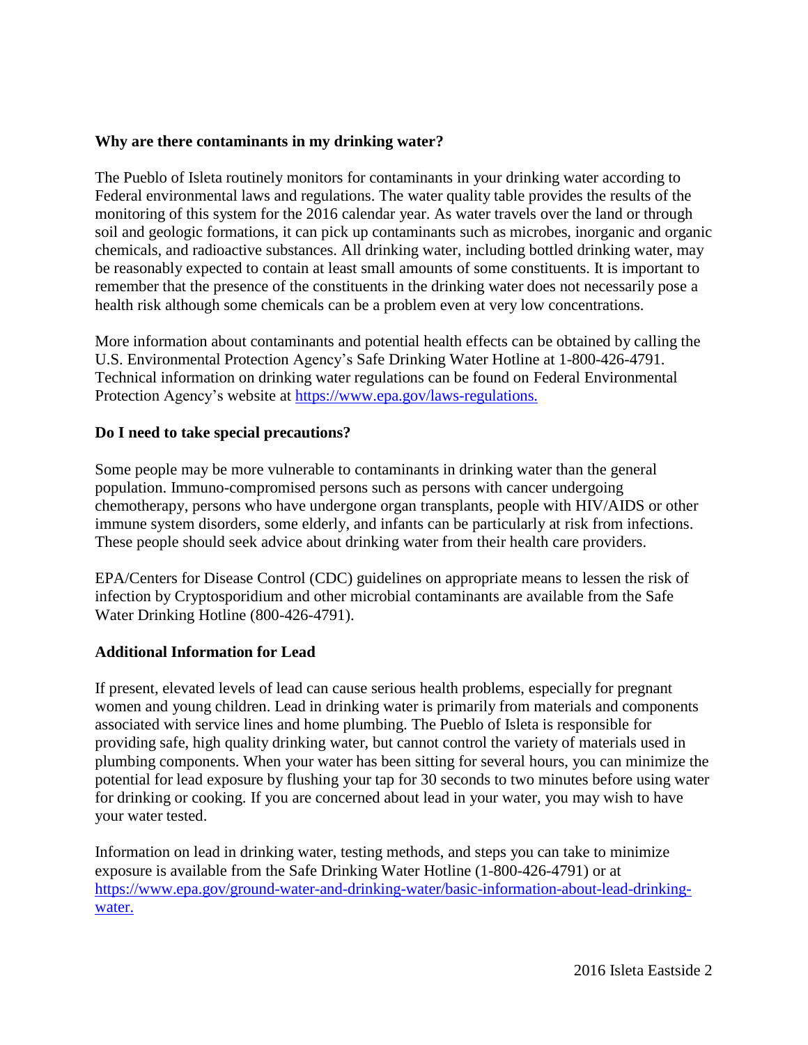## Why are there contaminants in my drinking water?

The Pueblo of Isleta routinely monitors for contaminants in your drinking water according to Federal environmental laws and regulations. The water quality table provides the results of the monitoring of this system for the 2016 calendar year. As water travels over the land or through soil and geologic formations, it can pick up contaminants such as microbes, inorganic and organic chemicals, and radioactive substances. All drinking water, including bottled drinking water, may be reasonably expected to contain at least small amounts of some constituents. It is important to remember that the presence of the constituents in the drinking water does not necessarily pose a health risk although some chemicals can be a problem even at very low concentrations.

More information about contaminants and potential health effects can be obtained by calling the U.S. Environmental Protection Agency's Safe Drinking Water Hotline at 1-800-426-4791. Technical information on drinking water regulations can be found on Federal Environmental Protection Agency's website at [https://www.epa.gov/laws-regulations.](https://www.epa.gov/laws-regulations)

## Do I need to take special precautions?

Some people may be more vulnerable to contaminants in drinking water than the general population. Immuno-compromised persons such as persons with cancer undergoing chemotherapy, persons who have undergone organ transplants, people with HIV/AIDS or other immune system disorders, some elderly, and infants can be particularly at risk from infections. These people should seek advice about drinking water from their health care providers.

EPA/Centers for Disease Control (CDC) guidelines on appropriate means to lessen the risk of infection by Cryptosporidium and other microbial contaminants are available from the Safe Water Drinking Hotline (800-426-4791).

## Additional Information for Lead

If present, elevated levels of lead can cause serious health problems, especially for pregnant women and young children. Lead in drinking water is primarily from materials and components associated with service lines and home plumbing. The Pueblo of Isleta is responsible for providing safe, high quality drinking water, but cannot control the variety of materials used in plumbing components. When your water has been sitting for several hours, you can minimize the potential for lead exposure by flushing your tap for 30 seconds to two minutes before using water for drinking or cooking. If you are concerned about lead in your water, you may wish to have your water tested.

Information on lead in drinking water, testing methods, and steps you can take to minimize exposure is available from the Safe Drinking Water Hotline (1-800-426-4791) or at [https://www.epa.gov/ground-water-and-drinking-water/basic-information-about-lead-drinking-water.](https://www.epa.gov/ground-water-and-drinking-water/basic-information-about-lead-drinking-water)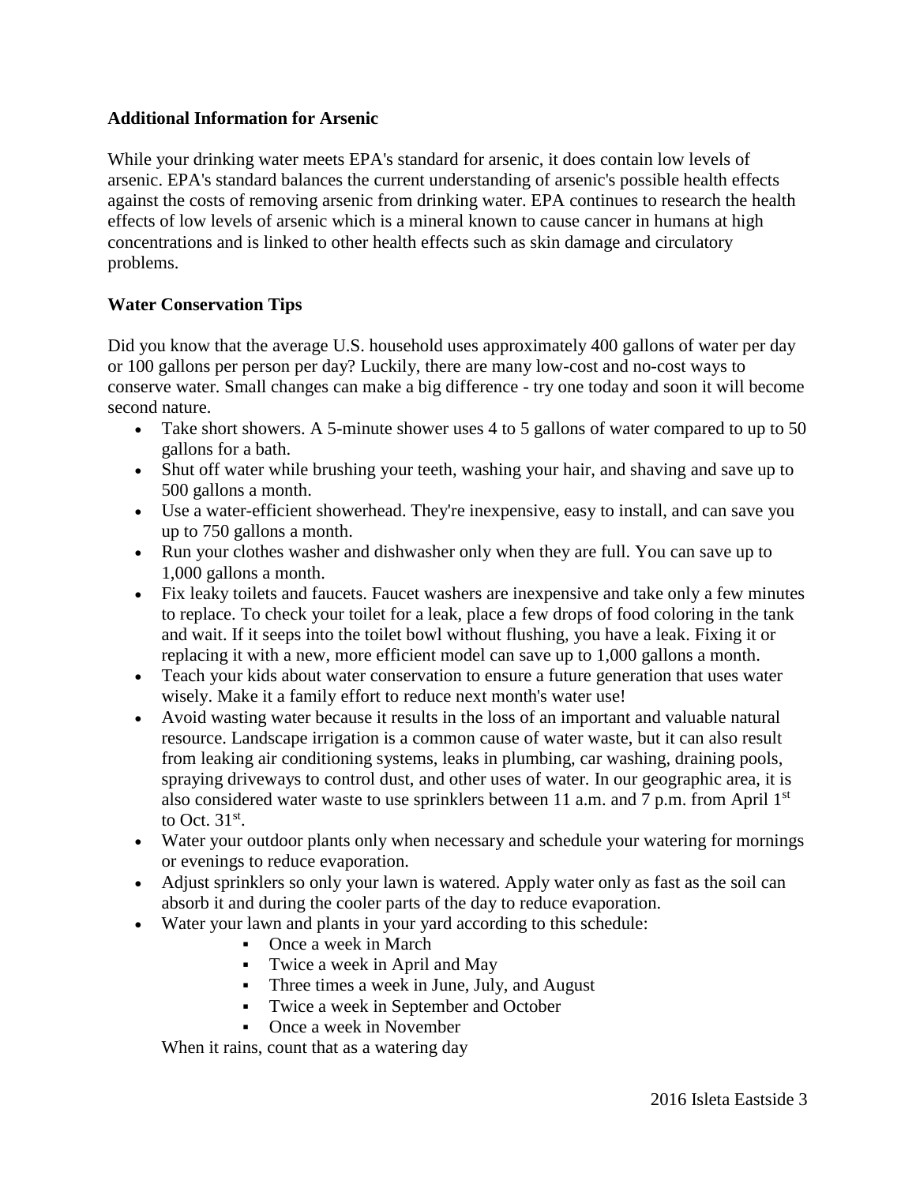**Additional Information for Arsenic**

While your drinking water meets EPA's standard for arsenic, it does contain low levels of arsenic. EPA's standard balances the current understanding of arsenic's possible health effects against the costs of removing arsenic from drinking water. EPA continues to research the health effects of low levels of arsenic which is a mineral known to cause cancer in humans at high concentrations and is linked to other health effects such as skin damage and circulatory problems.

**Water Conservation Tips**

Did you know that the average U.S. household uses approximately 400 gallons of water per day or 100 gallons per person per day? Luckily, there are many low-cost and no-cost ways to conserve water. Small changes can make a big difference - try one today and soon it will become second nature.

- Take short showers. A 5-minute shower uses 4 to 5 gallons of water compared to up to 50 gallons for a bath.
- Shut off water while brushing your teeth, washing your hair, and shaving and save up to 500 gallons a month.
- Use a water-efficient showerhead. They're inexpensive, easy to install, and can save you up to 750 gallons a month.
- Run your clothes washer and dishwasher only when they are full. You can save up to 1,000 gallons a month.
- Fix leaky toilets and faucets. Faucet washers are inexpensive and take only a few minutes to replace. To check your toilet for a leak, place a few drops of food coloring in the tank and wait. If it seeps into the toilet bowl without flushing, you have a leak. Fixing it or replacing it with a new, more efficient model can save up to 1,000 gallons a month.
- Teach your kids about water conservation to ensure a future generation that uses water wisely. Make it a family effort to reduce next month's water use!
- Avoid wasting water because it results in the loss of an important and valuable natural resource. Landscape irrigation is a common cause of water waste, but it can also result from leaking air conditioning systems, leaks in plumbing, car washing, draining pools, spraying driveways to control dust, and other uses of water. In our geographic area, it is also considered water waste to use sprinklers between 11 a.m. and 7 p.m. from April 1st to Oct. 31st.
- Water your outdoor plants only when necessary and schedule your watering for mornings or evenings to reduce evaporation.
- Adjust sprinklers so only your lawn is watered. Apply water only as fast as the soil can absorb it and during the cooler parts of the day to reduce evaporation.
- Water your lawn and plants in your yard according to this schedule:
    - Once a week in March
    - Twice a week in April and May
    - Three times a week in June, July, and August
    - Twice a week in September and October
    - Once a week in November

  When it rains, count that as a watering day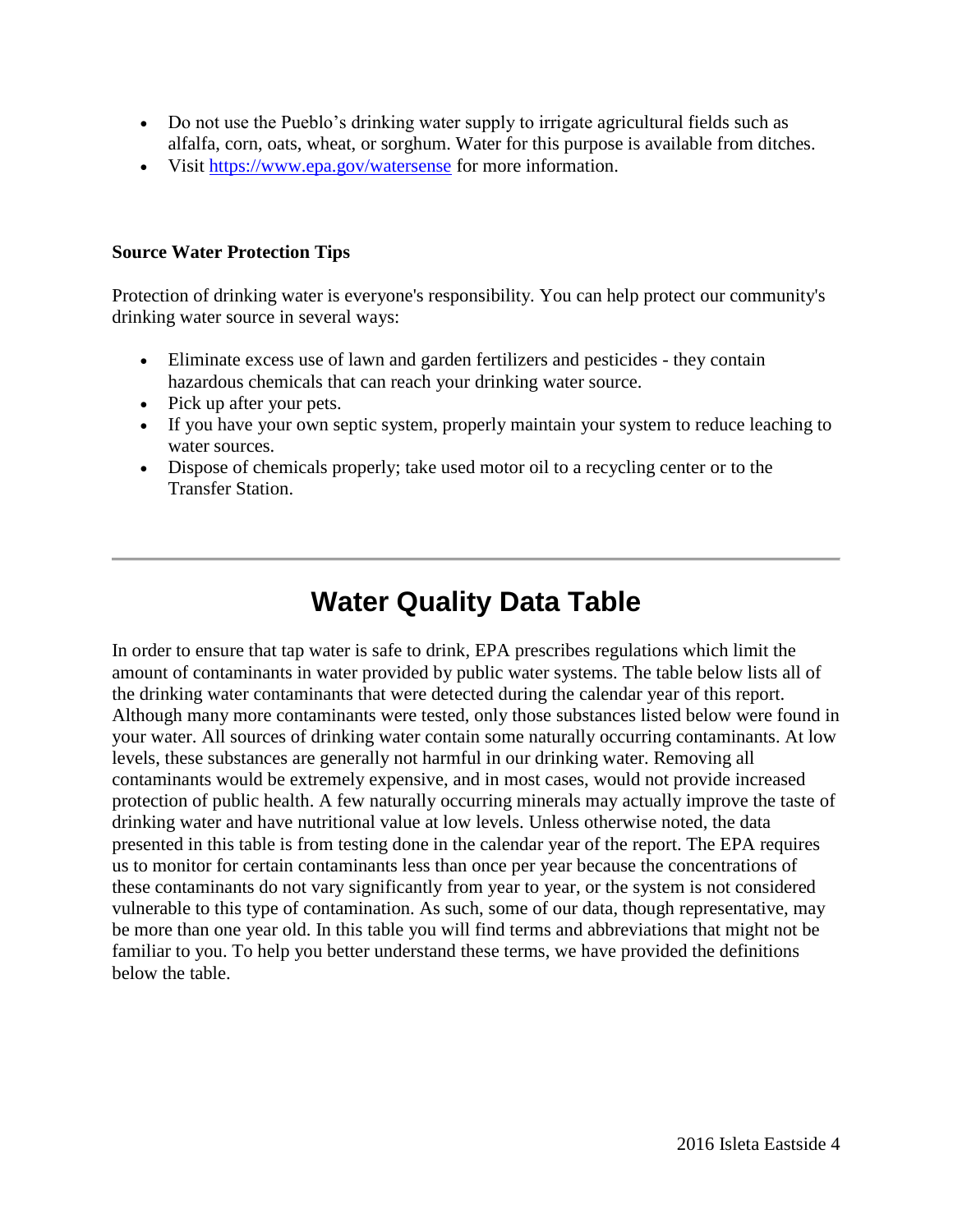- Do not use the Pueblo's drinking water supply to irrigate agricultural fields such as alfalfa, corn, oats, wheat, or sorghum. Water for this purpose is available from ditches.
- Visit [https://www.epa.gov/watersense](https://www.epa.gov/watersense) for more information.

**Source Water Protection Tips**

Protection of drinking water is everyone's responsibility. You can help protect our community's drinking water source in several ways:

- Eliminate excess use of lawn and garden fertilizers and pesticides - they contain hazardous chemicals that can reach your drinking water source.
- Pick up after your pets.
- If you have your own septic system, properly maintain your system to reduce leaching to water sources.
- Dispose of chemicals properly; take used motor oil to a recycling center or to the Transfer Station.

---

# Water Quality Data Table

In order to ensure that tap water is safe to drink, EPA prescribes regulations which limit the amount of contaminants in water provided by public water systems. The table below lists all of the drinking water contaminants that were detected during the calendar year of this report. Although many more contaminants were tested, only those substances listed below were found in your water. All sources of drinking water contain some naturally occurring contaminants. At low levels, these substances are generally not harmful in our drinking water. Removing all contaminants would be extremely expensive, and in most cases, would not provide increased protection of public health. A few naturally occurring minerals may actually improve the taste of drinking water and have nutritional value at low levels. Unless otherwise noted, the data presented in this table is from testing done in the calendar year of the report. The EPA requires us to monitor for certain contaminants less than once per year because the concentrations of these contaminants do not vary significantly from year to year, or the system is not considered vulnerable to this type of contamination. As such, some of our data, though representative, may be more than one year old. In this table you will find terms and abbreviations that might not be familiar to you. To help you better understand these terms, we have provided the definitions below the table.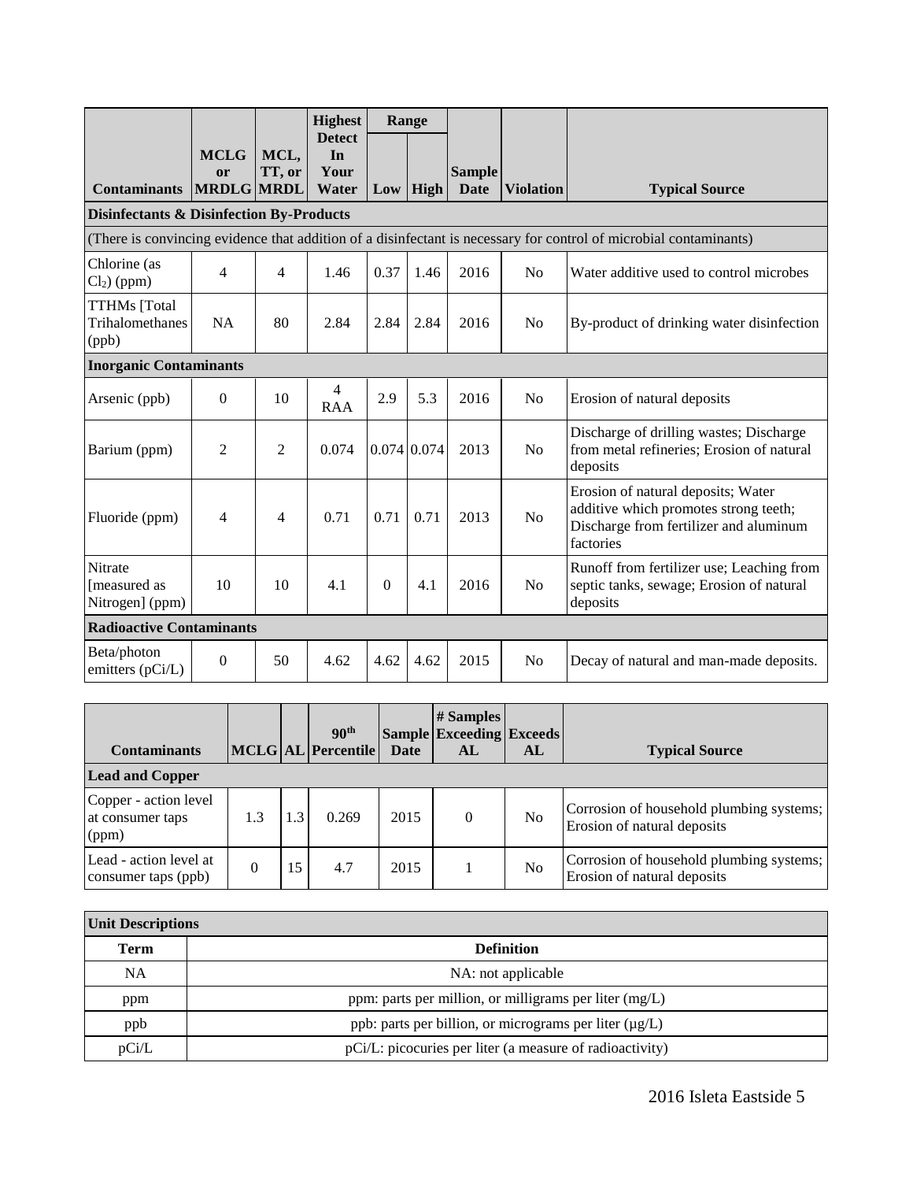| Contaminants | MCLG or MRDLG | MCL, TT, or MRDL | Highest Detect In Your Water | Range | | Sample Date | Violation | Typical Source |
|---|---|---|---|---|---|---|---|---|
| | | | | Low | High | | | |
| **Disinfectants & Disinfection By-Products** | | | | | | | | |
| (There is convincing evidence that addition of a disinfectant is necessary for control of microbial contaminants) | | | | | | | | |
| Chlorine (as $Cl_2$) (ppm) | 4 | 4 | 1.46 | 0.37 | 1.46 | 2016 | No | Water additive used to control microbes |
| TTHMs [Total Trihalomethanes (ppb) | NA | 80 | 2.84 | 2.84 | 2.84 | 2016 | No | By-product of drinking water disinfection |
| **Inorganic Contaminants** | | | | | | | | |
| Arsenic (ppb) | 0 | 10 | 4 RAA | 2.9 | 5.3 | 2016 | No | Erosion of natural deposits |
| Barium (ppm) | 2 | 2 | 0.074 | 0.074 | 0.074 | 2013 | No | Discharge of drilling wastes; Discharge from metal refineries; Erosion of natural deposits |
| Fluoride (ppm) | 4 | 4 | 0.71 | 0.71 | 0.71 | 2013 | No | Erosion of natural deposits; Water additive which promotes strong teeth; Discharge from fertilizer and aluminum factories |
| Nitrate [measured as Nitrogen] (ppm) | 10 | 10 | 4.1 | 0 | 4.1 | 2016 | No | Runoff from fertilizer use; Leaching from septic tanks, sewage; Erosion of natural deposits |
| **Radioactive Contaminants** | | | | | | | | |
| Beta/photon emitters (pCi/L) | 0 | 50 | 4.62 | 4.62 | 4.62 | 2015 | No | Decay of natural and man-made deposits. |

| Contaminants | MCLG | AL | 90th Percentile | Sample Date | # Samples Exceeding AL | Exceeds AL | Typical Source |
|---|---|---|---|---|---|---|---|
| **Lead and Copper** | | | | | | | |
| Copper - action level at consumer taps (ppm) | 1.3 | 1.3 | 0.269 | 2015 | 0 | No | Corrosion of household plumbing systems; Erosion of natural deposits |
| Lead - action level at consumer taps (ppb) | 0 | 15 | 4.7 | 2015 | 1 | No | Corrosion of household plumbing systems; Erosion of natural deposits |

| Unit Descriptions | |
|---|---|
| **Term** | **Definition** |
| NA | NA: not applicable |
| ppm | ppm: parts per million, or milligrams per liter (mg/L) |
| ppb | ppb: parts per billion, or micrograms per liter (µg/L) |
| pCi/L | pCi/L: picocuries per liter (a measure of radioactivity) |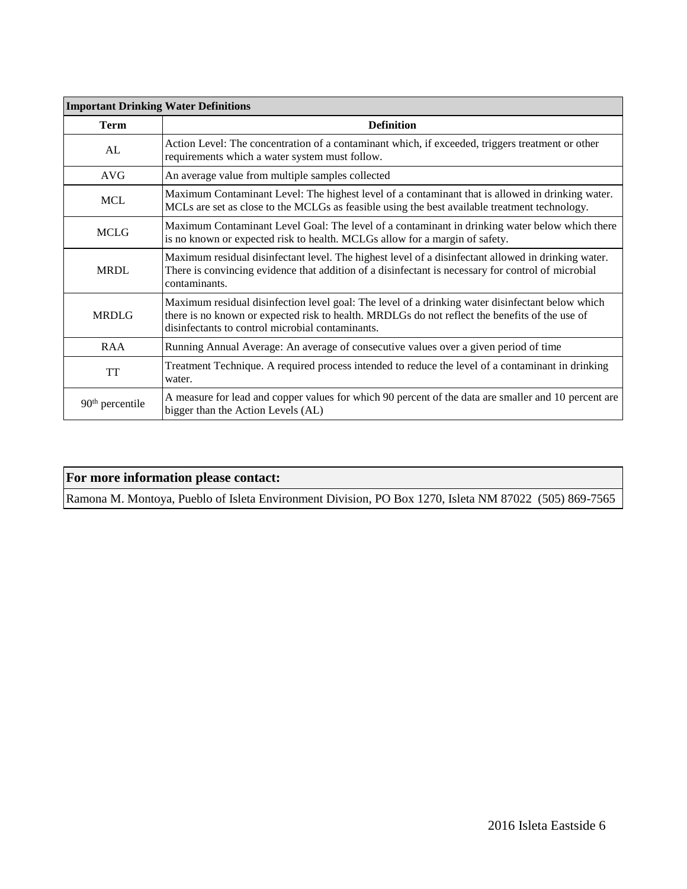| Important Drinking Water Definitions | |
| --- | --- |
| **Term** | **Definition** |
| AL | Action Level: The concentration of a contaminant which, if exceeded, triggers treatment or other requirements which a water system must follow. |
| AVG | An average value from multiple samples collected |
| MCL | Maximum Contaminant Level: The highest level of a contaminant that is allowed in drinking water. MCLs are set as close to the MCLGs as feasible using the best available treatment technology. |
| MCLG | Maximum Contaminant Level Goal: The level of a contaminant in drinking water below which there is no known or expected risk to health. MCLGs allow for a margin of safety. |
| MRDL | Maximum residual disinfectant level. The highest level of a disinfectant allowed in drinking water. There is convincing evidence that addition of a disinfectant is necessary for control of microbial contaminants. |
| MRDLG | Maximum residual disinfection level goal: The level of a drinking water disinfectant below which there is no known or expected risk to health. MRDLGs do not reflect the benefits of the use of disinfectants to control microbial contaminants. |
| RAA | Running Annual Average: An average of consecutive values over a given period of time |
| TT | Treatment Technique. A required process intended to reduce the level of a contaminant in drinking water. |
| $90^{th}$ percentile | A measure for lead and copper values for which 90 percent of the data are smaller and 10 percent are bigger than the Action Levels (AL) |

| For more information please contact: |
| --- |
| Ramona M. Montoya, Pueblo of Isleta Environment Division, PO Box 1270, Isleta NM 87022 (505) 869-7565 |